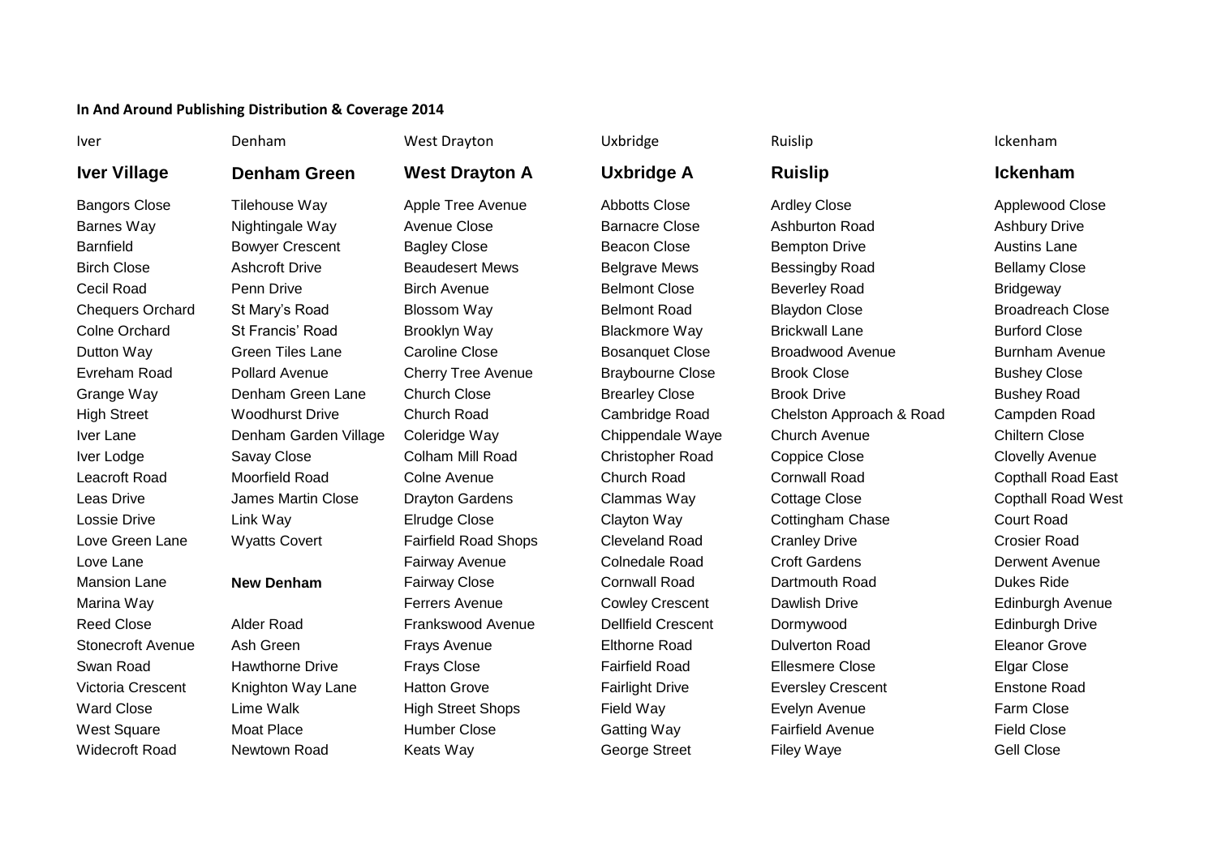**In And Around Publishing Distribution & Coverage 2014**

| Iver | Denham | West Drayton | Uxbridge | Ruislip | Ickenham |
|---|---|---|---|---|---|
| **Iver Village** | **Denham Green** | **West Drayton A** | **Uxbridge A** | **Ruislip** | **Ickenham** |
| Bangors Close | Tilehouse Way | Apple Tree Avenue | Abbotts Close | Ardley Close | Applewood Close |
| Barnes Way | Nightingale Way | Avenue Close | Barnacre Close | Ashburton Road | Ashbury Drive |
| Barnfield | Bowyer Crescent | Bagley Close | Beacon Close | Bempton Drive | Austins Lane |
| Birch Close | Ashcroft Drive | Beaudesert Mews | Belgrave Mews | Bessingby Road | Bellamy Close |
| Cecil Road | Penn Drive | Birch Avenue | Belmont Close | Beverley Road | Bridgeway |
| Chequers Orchard | St Mary's Road | Blossom Way | Belmont Road | Blaydon Close | Broadreach Close |
| Colne Orchard | St Francis' Road | Brooklyn Way | Blackmore Way | Brickwall Lane | Burford Close |
| Dutton Way | Green Tiles Lane | Caroline Close | Bosanquet Close | Broadwood Avenue | Burnham Avenue |
| Evreham Road | Pollard Avenue | Cherry Tree Avenue | Braybourne Close | Brook Close | Bushey Close |
| Grange Way | Denham Green Lane | Church Close | Brearley Close | Brook Drive | Bushey Road |
| High Street | Woodhurst Drive | Church Road | Cambridge Road | Chelston Approach & Road | Campden Road |
| Iver Lane | Denham Garden Village | Coleridge Way | Chippendale Waye | Church Avenue | Chiltern Close |
| Iver Lodge | Savay Close | Colham Mill Road | Christopher Road | Coppice Close | Clovelly Avenue |
| Leacroft Road | Moorfield Road | Colne Avenue | Church Road | Cornwall Road | Copthall Road East |
| Leas Drive | James Martin Close | Drayton Gardens | Clammas Way | Cottage Close | Copthall Road West |
| Lossie Drive | Link Way | Elrudge Close | Clayton Way | Cottingham Chase | Court Road |
| Love Green Lane | Wyatts Covert | Fairfield Road Shops | Cleveland Road | Cranley Drive | Crosier Road |
| Love Lane | | Fairway Avenue | Colnedale Road | Croft Gardens | Derwent Avenue |
| Mansion Lane | **New Denham** | Fairway Close | Cornwall Road | Dartmouth Road | Dukes Ride |
| Marina Way | | Ferrers Avenue | Cowley Crescent | Dawlish Drive | Edinburgh Avenue |
| Reed Close | Alder Road | Frankswood Avenue | Dellfield Crescent | Dormywood | Edinburgh Drive |
| Stonecroft Avenue | Ash Green | Frays Avenue | Elthorne Road | Dulverton Road | Eleanor Grove |
| Swan Road | Hawthorne Drive | Frays Close | Fairfield Road | Ellesmere Close | Elgar Close |
| Victoria Crescent | Knighton Way Lane | Hatton Grove | Fairlight Drive | Eversley Crescent | Enstone Road |
| Ward Close | Lime Walk | High Street Shops | Field Way | Evelyn Avenue | Farm Close |
| West Square | Moat Place | Humber Close | Gatting Way | Fairfield Avenue | Field Close |
| Widecroft Road | Newtown Road | Keats Way | George Street | Filey Waye | Gell Close |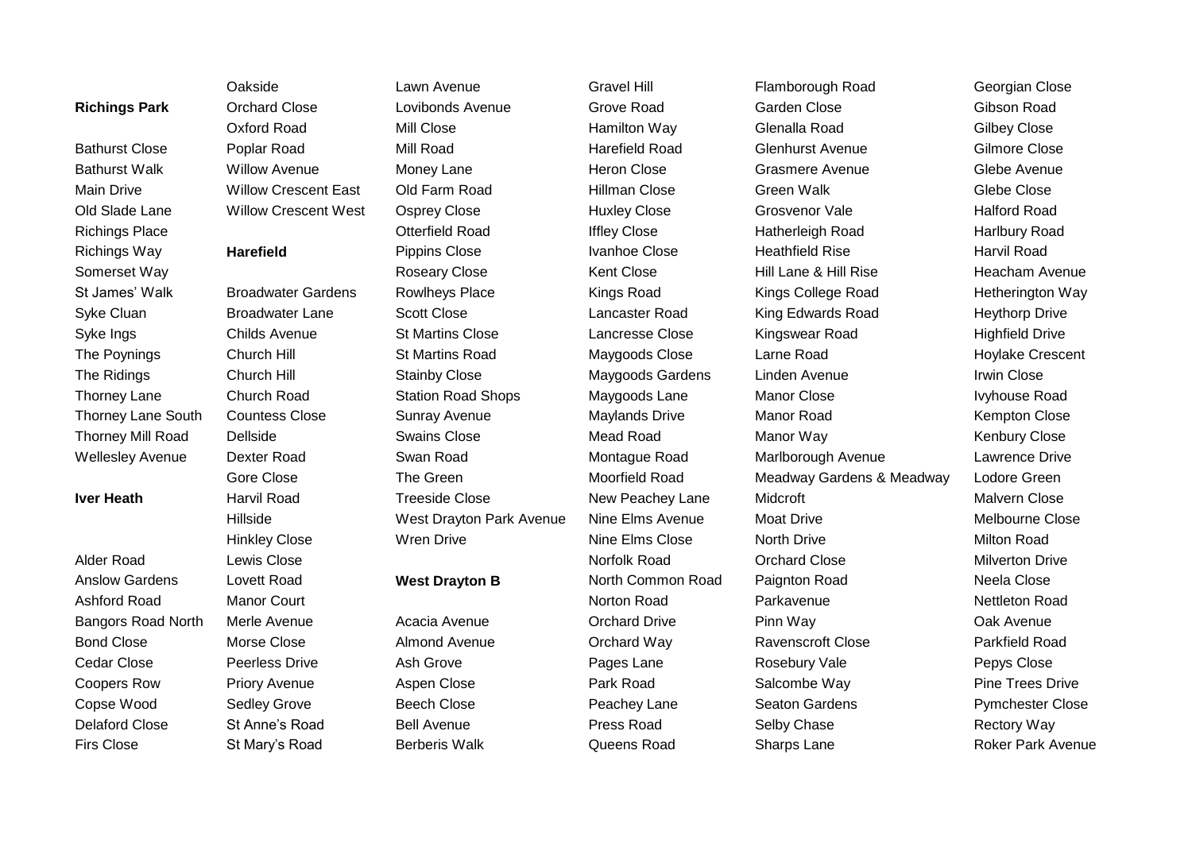**Richings Park**

Bathurst Close
Bathurst Walk
Main Drive
Old Slade Lane
Richings Place
Richings Way
Somerset Way
St James' Walk
Syke Cluan
Syke Ings
The Poynings
The Ridings
Thorney Lane
Thorney Lane South
Thorney Mill Road
Wellesley Avenue

**Iver Heath**

Alder Road
Anslow Gardens
Ashford Road
Bangors Road North
Bond Close
Cedar Close
Coopers Row
Copse Wood
Delaford Close
Firs Close

Oakside
Orchard Close
Oxford Road
Poplar Road
Willow Avenue
Willow Crescent East
Willow Crescent West

**Harefield**

Broadwater Gardens
Broadwater Lane
Childs Avenue
Church Hill
Church Hill
Church Road
Countess Close
Dellside
Dexter Road
Gore Close
Harvil Road
Hillside
Hinkley Close
Lewis Close
Lovett Road
Manor Court
Merle Avenue
Morse Close
Peerless Drive
Priory Avenue
Sedley Grove
St Anne's Road
St Mary's Road

Lawn Avenue
Lovibonds Avenue
Mill Close
Mill Road
Money Lane
Old Farm Road
Osprey Close
Otterfield Road
Pippins Close
Roseary Close
Rowlheys Place
Scott Close
St Martins Close
St Martins Road
Stainby Close
Station Road Shops
Sunray Avenue
Swains Close
Swan Road
The Green
Treeside Close
West Drayton Park Avenue
Wren Drive

**West Drayton B**

Acacia Avenue
Almond Avenue
Ash Grove
Aspen Close
Beech Close
Bell Avenue
Berberis Walk

Gravel Hill
Grove Road
Hamilton Way
Harefield Road
Heron Close
Hillman Close
Huxley Close
Iffley Close
Ivanhoe Close
Kent Close
Kings Road
Lancaster Road
Lancresse Close
Maygoods Close
Maygoods Gardens
Maygoods Lane
Maylands Drive
Mead Road
Montague Road
Moorfield Road
New Peachey Lane
Nine Elms Avenue
Nine Elms Close
Norfolk Road
North Common Road
Norton Road
Orchard Drive
Orchard Way
Pages Lane
Park Road
Peachey Lane
Press Road
Queens Road

Flamborough Road
Garden Close
Glenalla Road
Glenhurst Avenue
Grasmere Avenue
Green Walk
Grosvenor Vale
Hatherleigh Road
Heathfield Rise
Hill Lane & Hill Rise
Kings College Road
King Edwards Road
Kingswear Road
Larne Road
Linden Avenue
Manor Close
Manor Road
Manor Way
Marlborough Avenue
Meadway Gardens & Meadway
Midcroft
Moat Drive
North Drive
Orchard Close
Paignton Road
Parkavenue
Pinn Way
Ravenscroft Close
Rosebury Vale
Salcombe Way
Seaton Gardens
Selby Chase
Sharps Lane

Georgian Close
Gibson Road
Gilbey Close
Gilmore Close
Glebe Avenue
Glebe Close
Halford Road
Harlbury Road
Harvil Road
Heacham Avenue
Hetherington Way
Heythorp Drive
Highfield Drive
Hoylake Crescent
Irwin Close
Ivyhouse Road
Kempton Close
Kenbury Close
Lawrence Drive
Lodore Green
Malvern Close
Melbourne Close
Milton Road
Milverton Drive
Neela Close
Nettleton Road
Oak Avenue
Parkfield Road
Pepys Close
Pine Trees Drive
Pymchester Close
Rectory Way
Roker Park Avenue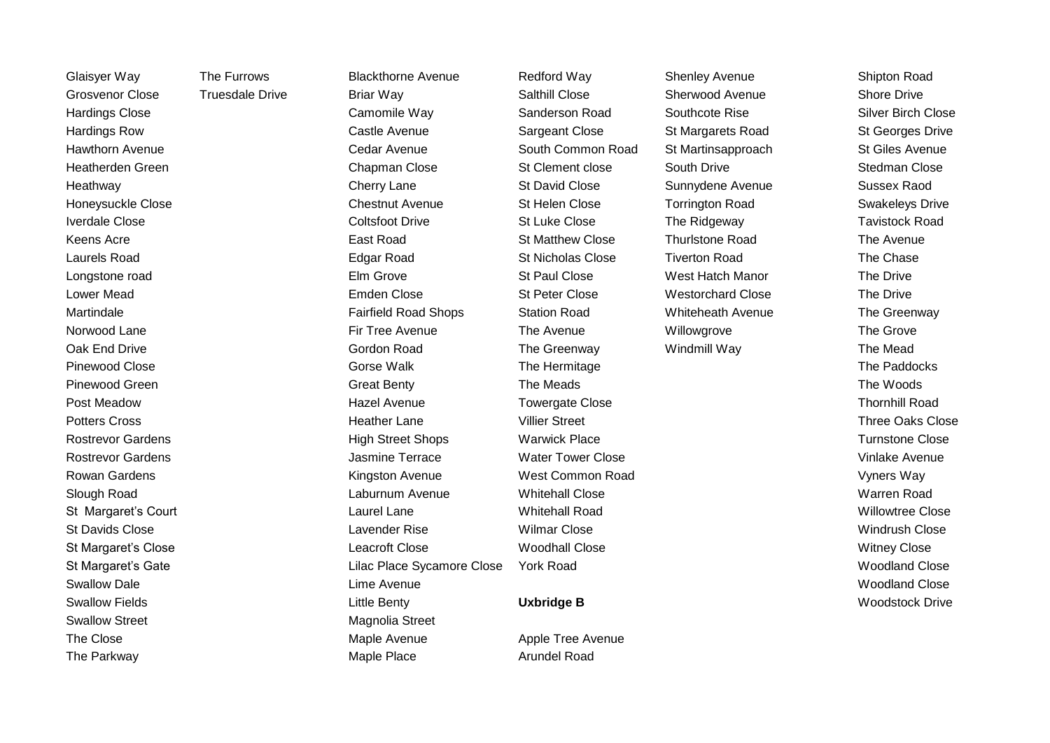Glaisyer Way
Grosvenor Close
Hardings Close
Hardings Row
Hawthorn Avenue
Heatherden Green
Heathway
Honeysuckle Close
Iverdale Close
Keens Acre
Laurels Road
Longstone road
Lower Mead
Martindale
Norwood Lane
Oak End Drive
Pinewood Close
Pinewood Green
Post Meadow
Potters Cross
Rostrevor Gardens
Rostrevor Gardens
Rowan Gardens
Slough Road
St  Margaret's Court
St Davids Close
St Margaret's Close
St Margaret's Gate
Swallow Dale
Swallow Fields
Swallow Street
The Close
The Parkway

The Furrows
Truesdale Drive

Blackthorne Avenue
Briar Way
Camomile Way
Castle Avenue
Cedar Avenue
Chapman Close
Cherry Lane
Chestnut Avenue
Coltsfoot Drive
East Road
Edgar Road
Elm Grove
Emden Close
Fairfield Road Shops
Fir Tree Avenue
Gordon Road
Gorse Walk
Great Benty
Hazel Avenue
Heather Lane
High Street Shops
Jasmine Terrace
Kingston Avenue
Laburnum Avenue
Laurel Lane
Lavender Rise
Leacroft Close
Lilac Place Sycamore Close
Lime Avenue
Little Benty
Magnolia Street
Maple Avenue
Maple Place

Redford Way
Salthill Close
Sanderson Road
Sargeant Close
South Common Road
St Clement close
St David Close
St Helen Close
St Luke Close
St Matthew Close
St Nicholas Close
St Paul Close
St Peter Close
Station Road
The Avenue
The Greenway
The Hermitage
The Meads
Towergate Close
Villier Street
Warwick Place
Water Tower Close
West Common Road
Whitehall Close
Whitehall Road
Wilmar Close
Woodhall Close
York Road

**Uxbridge B**

Apple Tree Avenue
Arundel Road

Shenley Avenue
Sherwood Avenue
Southcote Rise
St Margarets Road
St Martinsapproach
South Drive
Sunnydene Avenue
Torrington Road
The Ridgeway
Thurlstone Road
Tiverton Road
West Hatch Manor
Westorchard Close
Whiteheath Avenue
Willowgrove
Windmill Way

Shipton Road
Shore Drive
Silver Birch Close
St Georges Drive
St Giles Avenue
Stedman Close
Sussex Raod
Swakeleys Drive
Tavistock Road
The Avenue
The Chase
The Drive
The Drive
The Greenway
The Grove
The Mead
The Paddocks
The Woods
Thornhill Road
Three Oaks Close
Turnstone Close
Vinlake Avenue
Vyners Way
Warren Road
Willowtree Close
Windrush Close
Witney Close
Woodland Close
Woodland Close
Woodstock Drive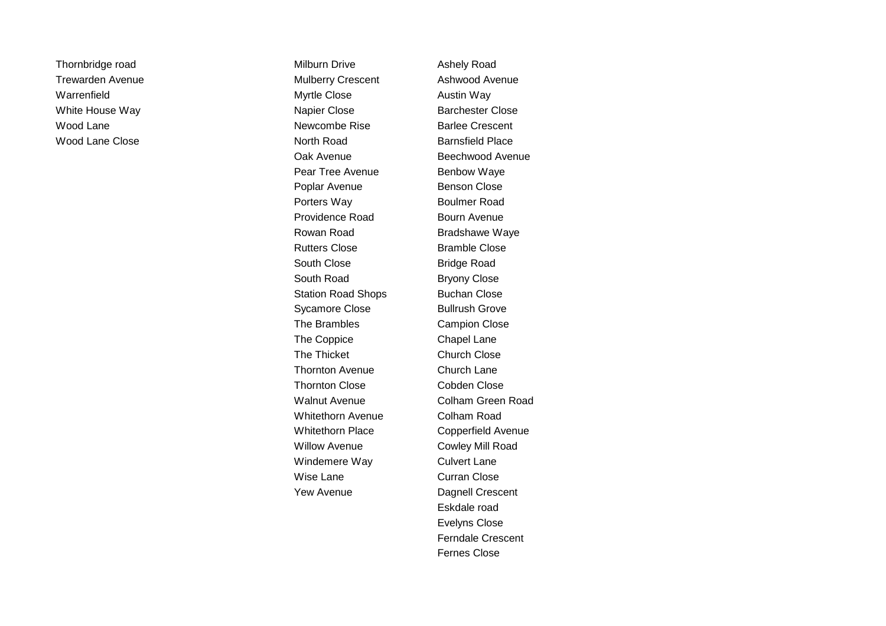Thornbridge road
Trewarden Avenue
Warrenfield
White House Way
Wood Lane
Wood Lane Close

Milburn Drive
Mulberry Crescent
Myrtle Close
Napier Close
Newcombe Rise
North Road
Oak Avenue
Pear Tree Avenue
Poplar Avenue
Porters Way
Providence Road
Rowan Road
Rutters Close
South Close
South Road
Station Road Shops
Sycamore Close
The Brambles
The Coppice
The Thicket
Thornton Avenue
Thornton Close
Walnut Avenue
Whitethorn Avenue
Whitethorn Place
Willow Avenue
Windemere Way
Wise Lane
Yew Avenue

Ashely Road
Ashwood Avenue
Austin Way
Barchester Close
Barlee Crescent
Barnsfield Place
Beechwood Avenue
Benbow Waye
Benson Close
Boulmer Road
Bourn Avenue
Bradshawe Waye
Bramble Close
Bridge Road
Bryony Close
Buchan Close
Bullrush Grove
Campion Close
Chapel Lane
Church Close
Church Lane
Cobden Close
Colham Green Road
Colham Road
Copperfield Avenue
Cowley Mill Road
Culvert Lane
Curran Close
Dagnell Crescent
Eskdale road
Evelyns Close
Ferndale Crescent
Fernes Close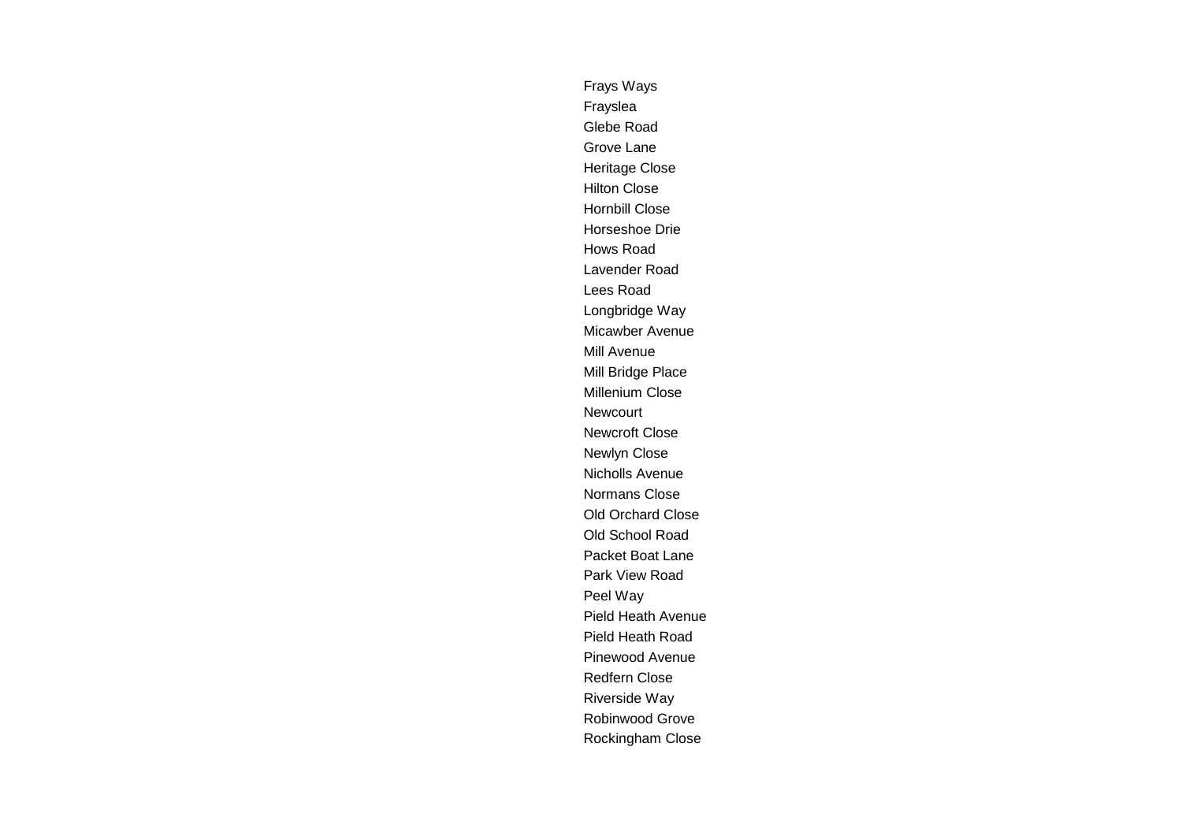Frays Ways
Frayslea
Glebe Road
Grove Lane
Heritage Close
Hilton Close
Hornbill Close
Horseshoe Drie
Hows Road
Lavender Road
Lees Road
Longbridge Way
Micawber Avenue
Mill Avenue
Mill Bridge Place
Millenium Close
Newcourt
Newcroft Close
Newlyn Close
Nicholls Avenue
Normans Close
Old Orchard Close
Old School Road
Packet Boat Lane
Park View Road
Peel Way
Pield Heath Avenue
Pield Heath Road
Pinewood Avenue
Redfern Close
Riverside Way
Robinwood Grove
Rockingham Close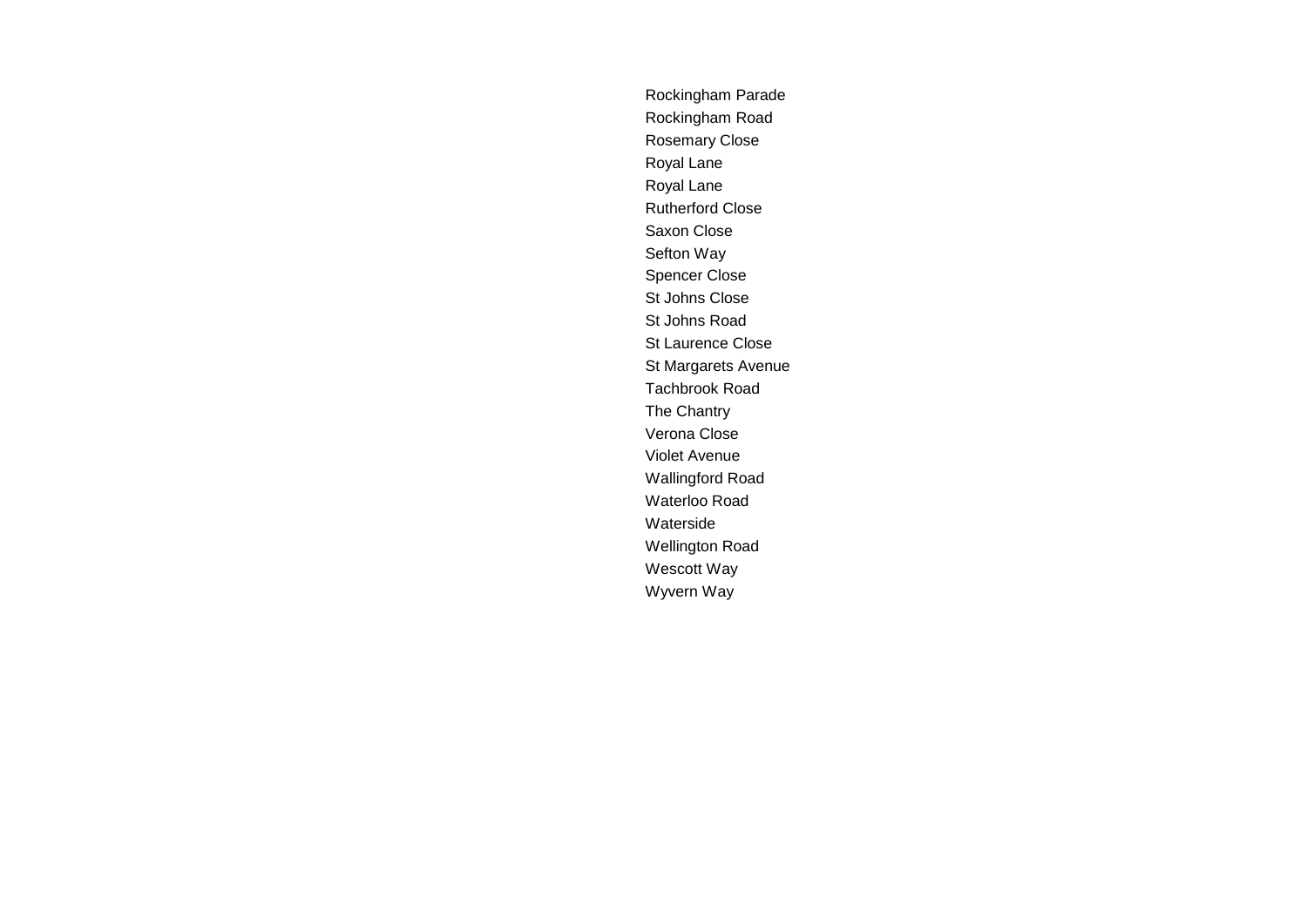Rockingham Parade
Rockingham Road
Rosemary Close
Royal Lane
Royal Lane
Rutherford Close
Saxon Close
Sefton Way
Spencer Close
St Johns Close
St Johns Road
St Laurence Close
St Margarets Avenue
Tachbrook Road
The Chantry
Verona Close
Violet Avenue
Wallingford Road
Waterloo Road
Waterside
Wellington Road
Wescott Way
Wyvern Way